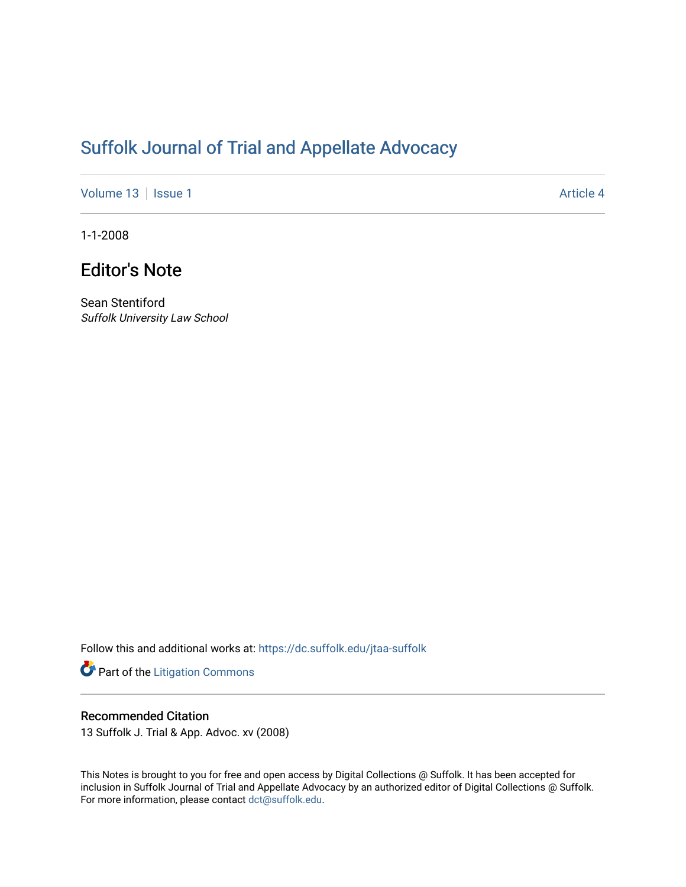# Suffolk Journal of Trial and Appellate Advocacy

Volume 13 | Issue 1 Article 4

1-1-2008

## Editor's Note

Sean Stentiford
*Suffolk University Law School*

Follow this and additional works at: https://dc.suffolk.edu/jtaa-suffolk

Part of the Litigation Commons

### Recommended Citation

13 Suffolk J. Trial & App. Advoc. xv (2008)

This Notes is brought to you for free and open access by Digital Collections @ Suffolk. It has been accepted for inclusion in Suffolk Journal of Trial and Appellate Advocacy by an authorized editor of Digital Collections @ Suffolk. For more information, please contact dct@suffolk.edu.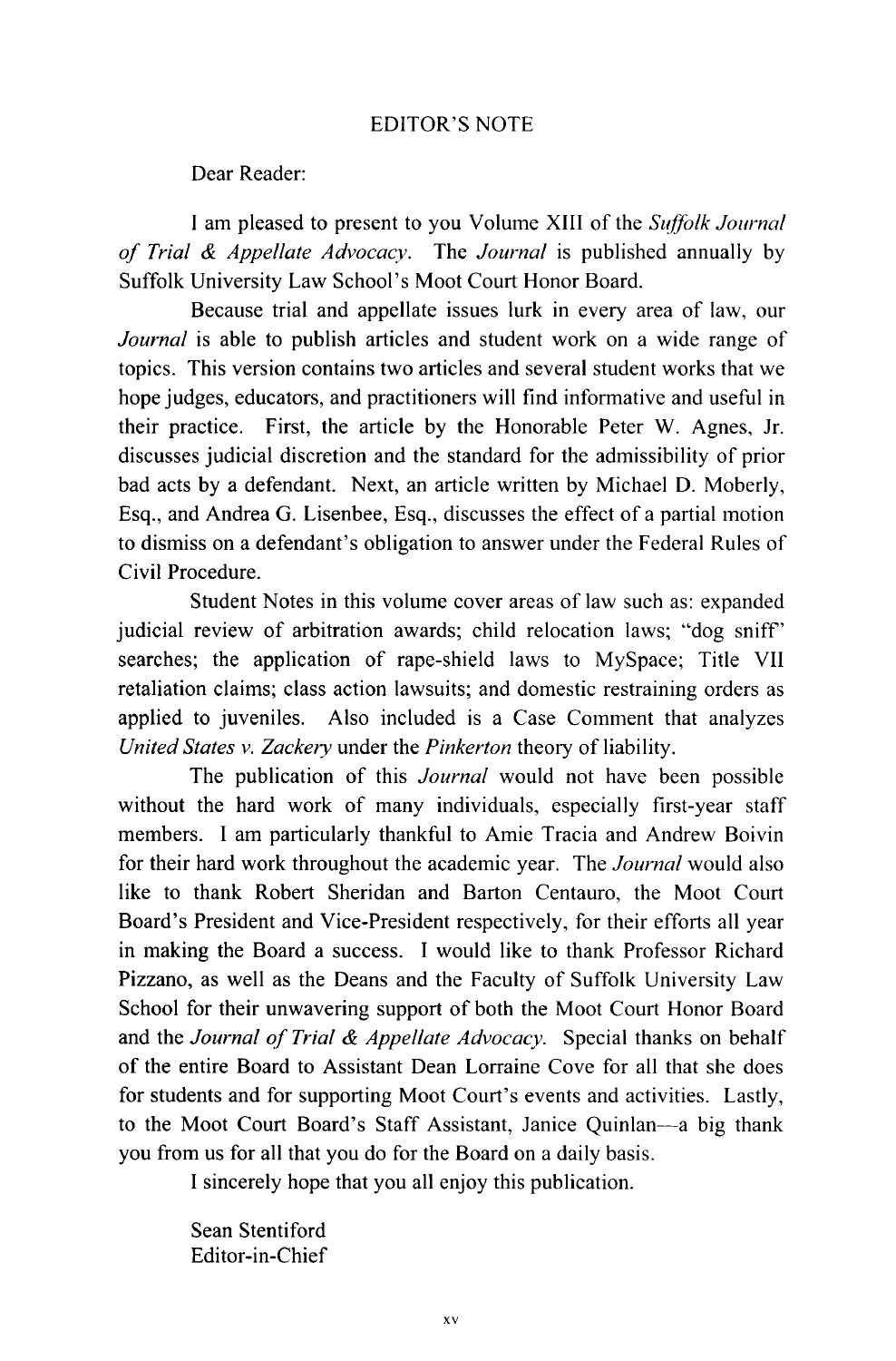# EDITOR'S NOTE

Dear Reader:

I am pleased to present to you Volume XIII of the *Suffolk Journal of Trial & Appellate Advocacy*. The *Journal* is published annually by Suffolk University Law School's Moot Court Honor Board.

Because trial and appellate issues lurk in every area of law, our *Journal* is able to publish articles and student work on a wide range of topics. This version contains two articles and several student works that we hope judges, educators, and practitioners will find informative and useful in their practice. First, the article by the Honorable Peter W. Agnes, Jr. discusses judicial discretion and the standard for the admissibility of prior bad acts by a defendant. Next, an article written by Michael D. Moberly, Esq., and Andrea G. Lisenbee, Esq., discusses the effect of a partial motion to dismiss on a defendant's obligation to answer under the Federal Rules of Civil Procedure.

Student Notes in this volume cover areas of law such as: expanded judicial review of arbitration awards; child relocation laws; "dog sniff" searches; the application of rape-shield laws to MySpace; Title VII retaliation claims; class action lawsuits; and domestic restraining orders as applied to juveniles. Also included is a Case Comment that analyzes *United States v. Zackery* under the *Pinkerton* theory of liability.

The publication of this *Journal* would not have been possible without the hard work of many individuals, especially first-year staff members. I am particularly thankful to Amie Tracia and Andrew Boivin for their hard work throughout the academic year. The *Journal* would also like to thank Robert Sheridan and Barton Centauro, the Moot Court Board's President and Vice-President respectively, for their efforts all year in making the Board a success. I would like to thank Professor Richard Pizzano, as well as the Deans and the Faculty of Suffolk University Law School for their unwavering support of both the Moot Court Honor Board and the *Journal of Trial & Appellate Advocacy*. Special thanks on behalf of the entire Board to Assistant Dean Lorraine Cove for all that she does for students and for supporting Moot Court's events and activities. Lastly, to the Moot Court Board's Staff Assistant, Janice Quinlan—a big thank you from us for all that you do for the Board on a daily basis.

I sincerely hope that you all enjoy this publication.

Sean Stentiford
Editor-in-Chief